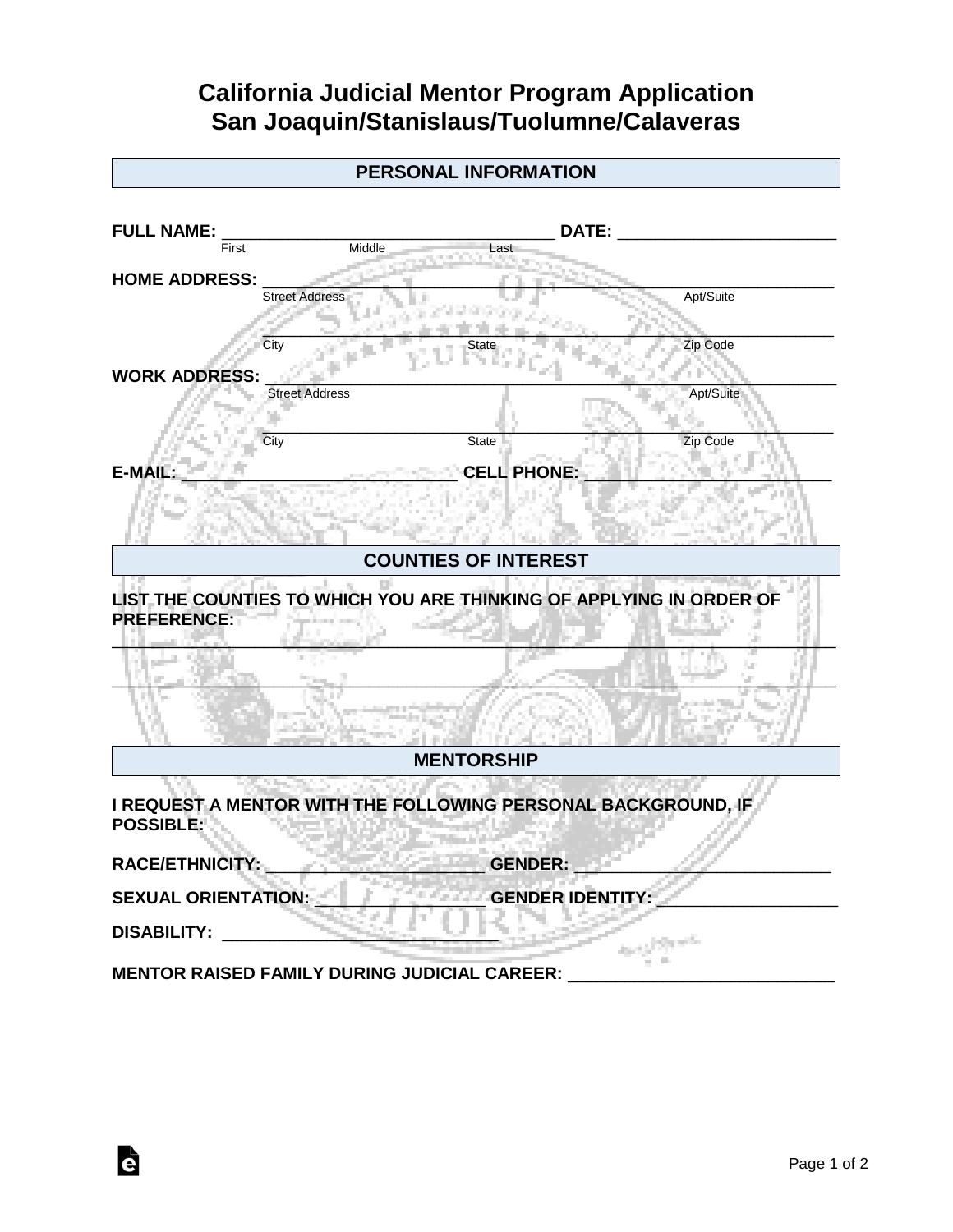# California Judicial Mentor Program Application
## San Joaquin/Stanislaus/Tuolumne/Calaveras

### PERSONAL INFORMATION

**FULL NAME:** ________________________________ **DATE:** ______________________
First Middle Last

**HOME ADDRESS:** ________________________________________________________
Street Address Apt/Suite

________________________________________________________
City State Zip Code

**WORK ADDRESS:** ________________________________________________________
Street Address Apt/Suite

________________________________________________________
City State Zip Code

**E-MAIL:** ______________________________ **CELL PHONE:** ______________________

### COUNTIES OF INTEREST

**LIST THE COUNTIES TO WHICH YOU ARE THINKING OF APPLYING IN ORDER OF PREFERENCE:**

________________________________________________________________________

________________________________________________________________________

### MENTORSHIP

**I REQUEST A MENTOR WITH THE FOLLOWING PERSONAL BACKGROUND, IF POSSIBLE:**

**RACE/ETHNICITY:** ______________________ **GENDER:** __________________________

**SEXUAL ORIENTATION:** _______________ **GENDER IDENTITY:** __________________

**DISABILITY:** ____________________________

**MENTOR RAISED FAMILY DURING JUDICIAL CAREER:** ___________________________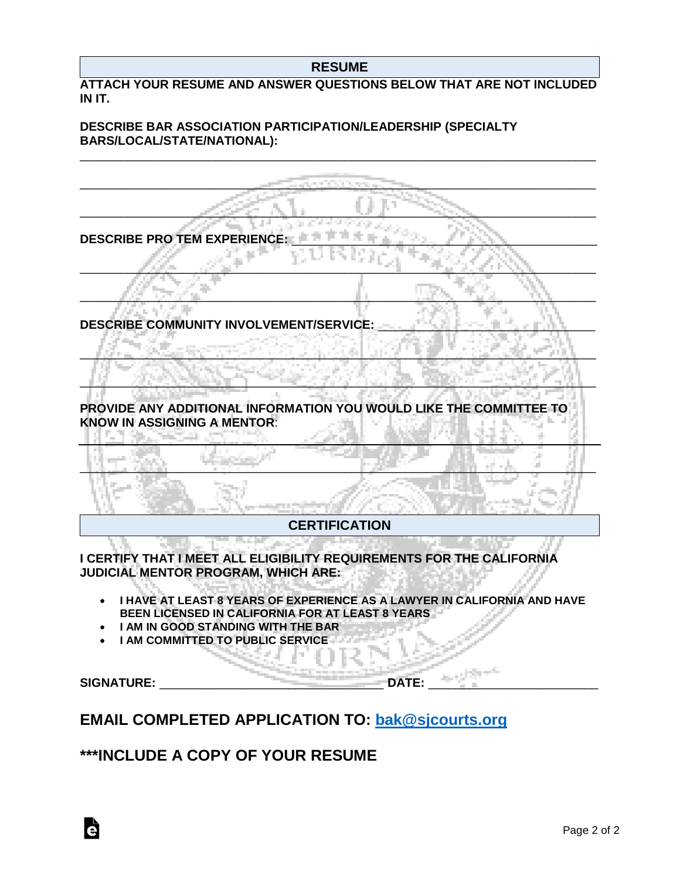## RESUME

**ATTACH YOUR RESUME AND ANSWER QUESTIONS BELOW THAT ARE NOT INCLUDED IN IT.**

**DESCRIBE BAR ASSOCIATION PARTICIPATION/LEADERSHIP (SPECIALTY BARS/LOCAL/STATE/NATIONAL):**

______________________________________________________________________________

______________________________________________________________________________

______________________________________________________________________________

**DESCRIBE PRO TEM EXPERIENCE:** ______________________________________________

______________________________________________________________________________

______________________________________________________________________________

**DESCRIBE COMMUNITY INVOLVEMENT/SERVICE:** ____________________________________

______________________________________________________________________________

______________________________________________________________________________

**PROVIDE ANY ADDITIONAL INFORMATION YOU WOULD LIKE THE COMMITTEE TO KNOW IN ASSIGNING A MENTOR**:

______________________________________________________________________________

______________________________________________________________________________

## CERTIFICATION

**I CERTIFY THAT I MEET ALL ELIGIBILITY REQUIREMENTS FOR THE CALIFORNIA JUDICIAL MENTOR PROGRAM, WHICH ARE:**

- **I HAVE AT LEAST 8 YEARS OF EXPERIENCE AS A LAWYER IN CALIFORNIA AND HAVE BEEN LICENSED IN CALIFORNIA FOR AT LEAST 8 YEARS**
- **I AM IN GOOD STANDING WITH THE BAR**
- **I AM COMMITTED TO PUBLIC SERVICE**

**SIGNATURE:** __________________________________ **DATE:** __________________________

## EMAIL COMPLETED APPLICATION TO: [bak@sjcourts.org](mailto:bak@sjcourts.org)

## ***INCLUDE A COPY OF YOUR RESUME